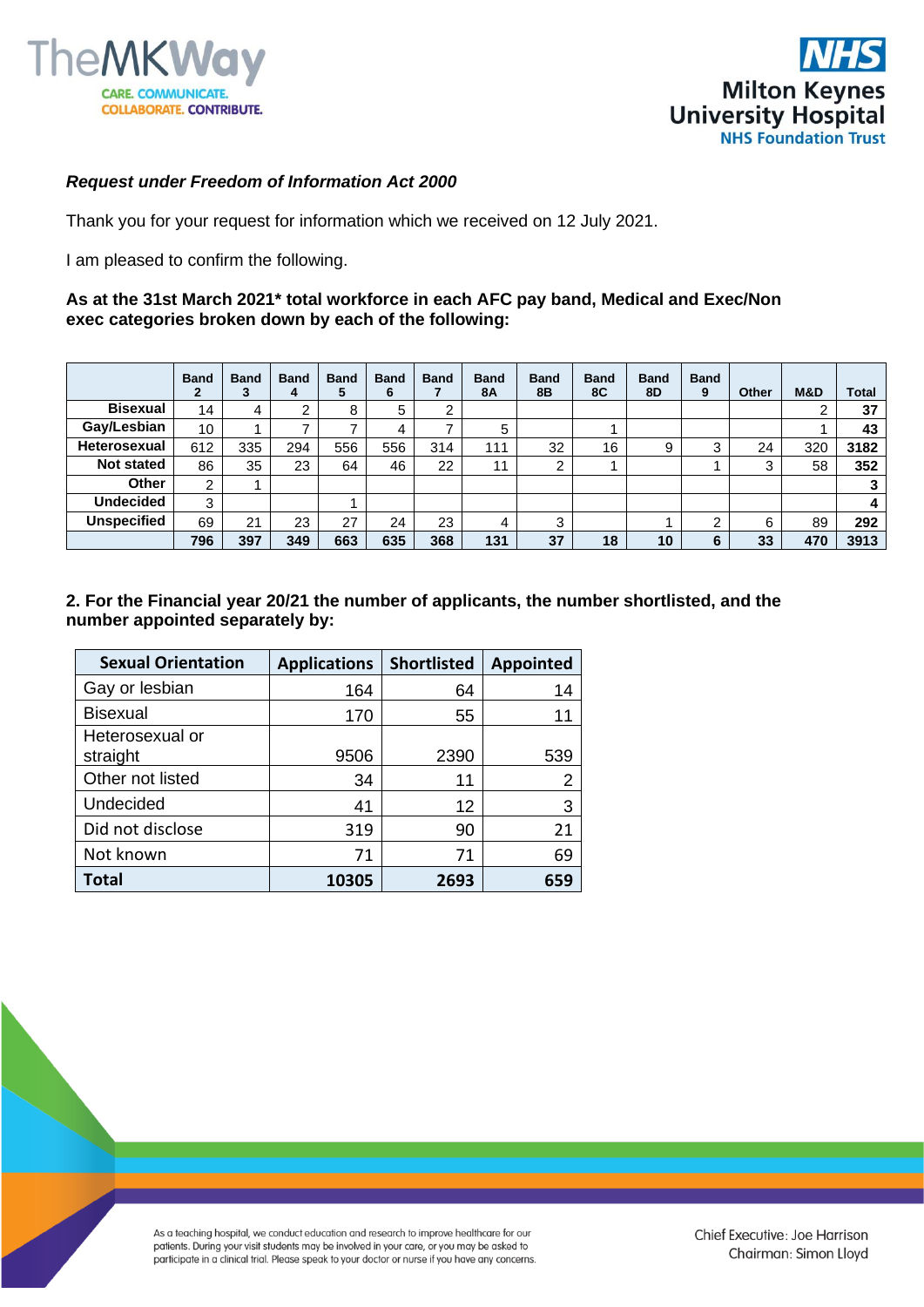***Request under Freedom of Information Act 2000***

Thank you for your request for information which we received on 12 July 2021.

I am pleased to confirm the following.

**As at the 31st March 2021\* total workforce in each AFC pay band, Medical and Exec/Non exec categories broken down by each of the following:**

| | Band 2 | Band 3 | Band 4 | Band 5 | Band 6 | Band 7 | Band 8A | Band 8B | Band 8C | Band 8D | Band 9 | Other | M&D | Total |
|---|---|---|---|---|---|---|---|---|---|---|---|---|---|---|
| **Bisexual** | 14 | 4 | 2 | 8 | 5 | 2 | | | | | | | 2 | **37** |
| **Gay/Lesbian** | 10 | 1 | 7 | 7 | 4 | 7 | 5 | | 1 | | | | 1 | **43** |
| **Heterosexual** | 612 | 335 | 294 | 556 | 556 | 314 | 111 | 32 | 16 | 9 | 3 | 24 | 320 | **3182** |
| **Not stated** | 86 | 35 | 23 | 64 | 46 | 22 | 11 | 2 | 1 | | 1 | 3 | 58 | **352** |
| **Other** | 2 | 1 | | | | | | | | | | | | **3** |
| **Undecided** | 3 | | | 1 | | | | | | | | | | **4** |
| **Unspecified** | 69 | 21 | 23 | 27 | 24 | 23 | 4 | 3 | | 1 | 2 | 6 | 89 | **292** |
| | **796** | **397** | **349** | **663** | **635** | **368** | **131** | **37** | **18** | **10** | **6** | **33** | **470** | **3913** |

**2. For the Financial year 20/21 the number of applicants, the number shortlisted, and the number appointed separately by:**

| Sexual Orientation | Applications | Shortlisted | Appointed |
|---|---|---|---|
| Gay or lesbian | 164 | 64 | 14 |
| Bisexual | 170 | 55 | 11 |
| Heterosexual or straight | 9506 | 2390 | 539 |
| Other not listed | 34 | 11 | 2 |
| Undecided | 41 | 12 | 3 |
| Did not disclose | 319 | 90 | 21 |
| Not known | 71 | 71 | 69 |
| **Total** | **10305** | **2693** | **659** |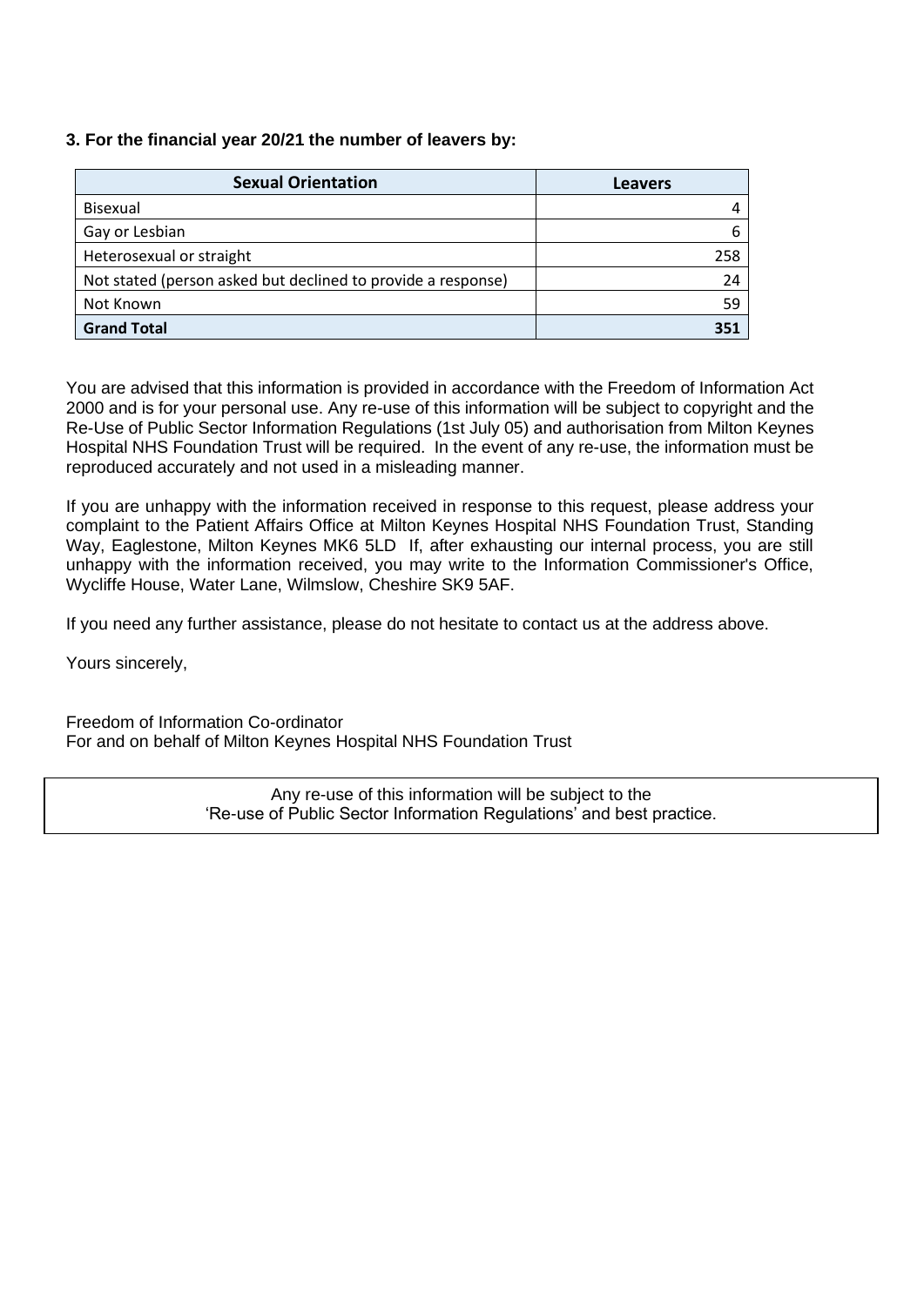**3. For the financial year 20/21 the number of leavers by:**

| Sexual Orientation | Leavers |
|---|---|
| Bisexual | 4 |
| Gay or Lesbian | 6 |
| Heterosexual or straight | 258 |
| Not stated (person asked but declined to provide a response) | 24 |
| Not Known | 59 |
| **Grand Total** | **351** |

You are advised that this information is provided in accordance with the Freedom of Information Act 2000 and is for your personal use. Any re-use of this information will be subject to copyright and the Re-Use of Public Sector Information Regulations (1st July 05) and authorisation from Milton Keynes Hospital NHS Foundation Trust will be required. In the event of any re-use, the information must be reproduced accurately and not used in a misleading manner.

If you are unhappy with the information received in response to this request, please address your complaint to the Patient Affairs Office at Milton Keynes Hospital NHS Foundation Trust, Standing Way, Eaglestone, Milton Keynes MK6 5LD If, after exhausting our internal process, you are still unhappy with the information received, you may write to the Information Commissioner's Office, Wycliffe House, Water Lane, Wilmslow, Cheshire SK9 5AF.

If you need any further assistance, please do not hesitate to contact us at the address above.

Yours sincerely,

Freedom of Information Co-ordinator
For and on behalf of Milton Keynes Hospital NHS Foundation Trust

Any re-use of this information will be subject to the
'Re-use of Public Sector Information Regulations' and best practice.